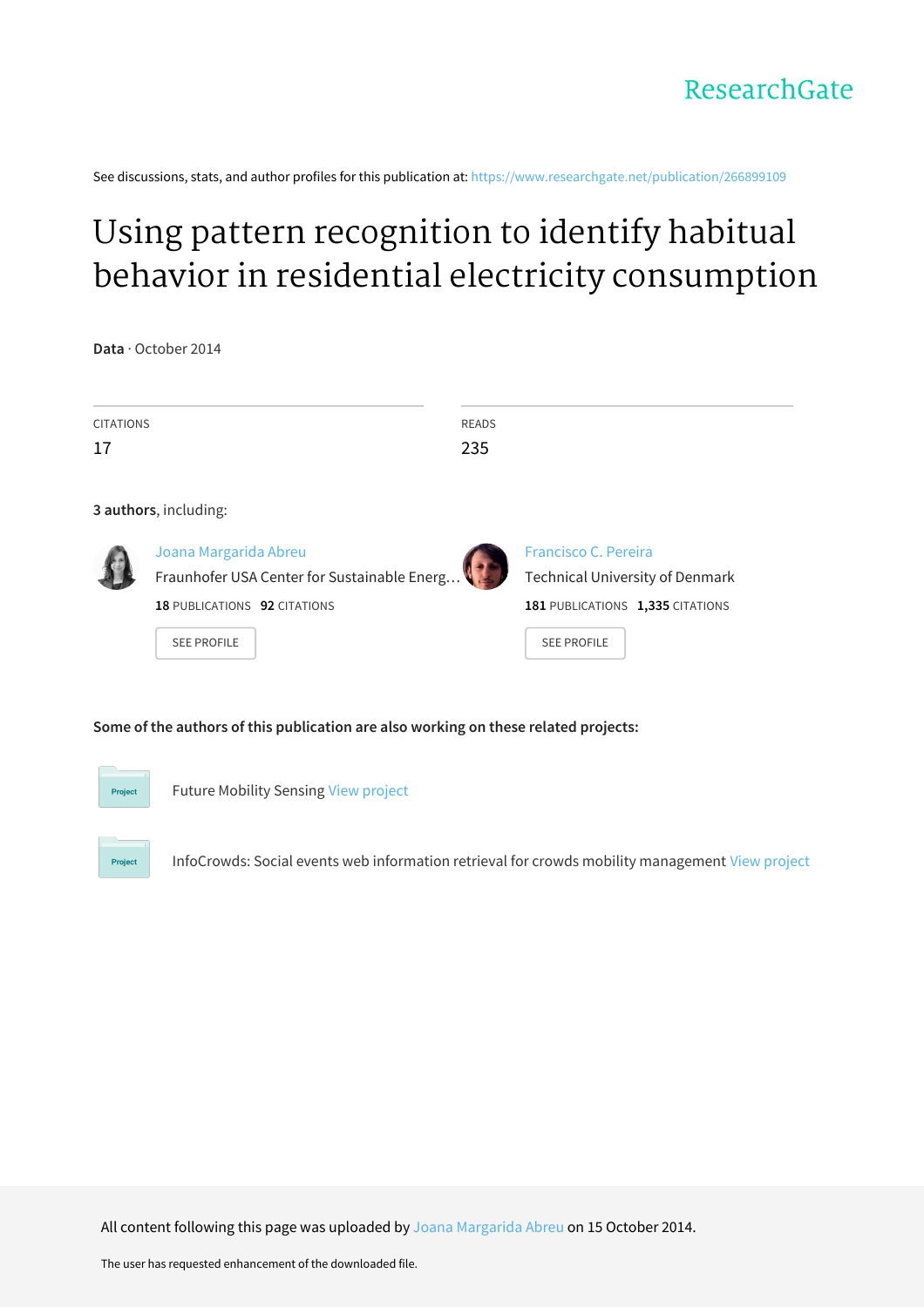ResearchGate

See discussions, stats, and author profiles for this publication at: https://www.researchgate.net/publication/266899109

# Using pattern recognition to identify habitual behavior in residential electricity consumption

**Data** · October 2014

| CITATIONS | READS |
|---|---|
| 17 | 235 |

**3 authors**, including:

Joana Margarida Abreu
Fraunhofer USA Center for Sustainable Energ…
**18** PUBLICATIONS **92** CITATIONS
SEE PROFILE

Francisco C. Pereira
Technical University of Denmark
**181** PUBLICATIONS **1,335** CITATIONS
SEE PROFILE

**Some of the authors of this publication are also working on these related projects:**

Project: Future Mobility Sensing View project

Project: InfoCrowds: Social events web information retrieval for crowds mobility management View project

All content following this page was uploaded by Joana Margarida Abreu on 15 October 2014.

The user has requested enhancement of the downloaded file.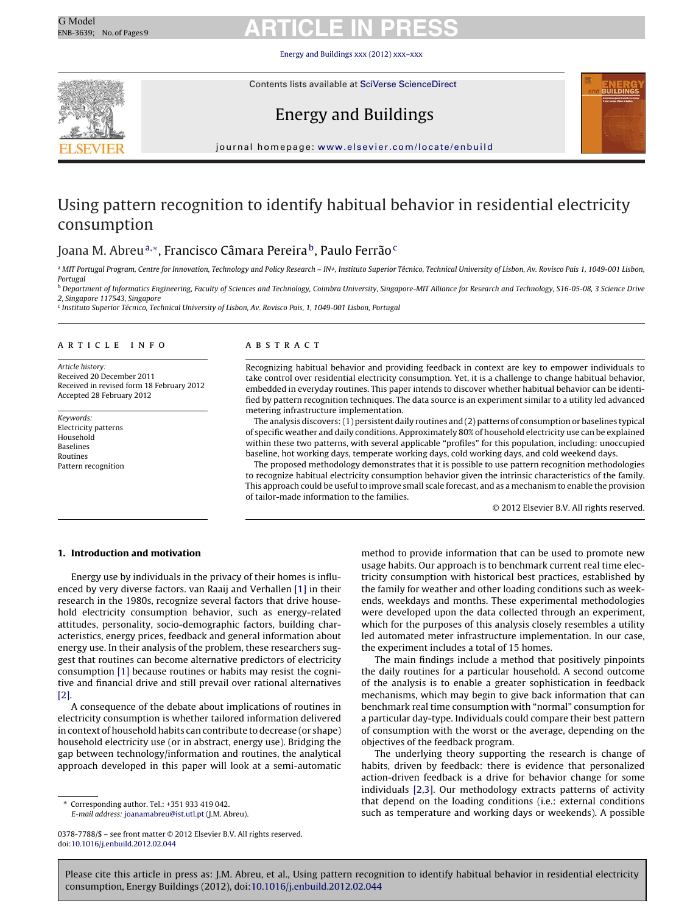# Using pattern recognition to identify habitual behavior in residential electricity consumption

Joana M. Abreu[a,*], Francisco Câmara Pereira[b], Paulo Ferrão[c]

[a] MIT Portugal Program, Centre for Innovation, Technology and Policy Research – IN+, Instituto Superior Técnico, Technical University of Lisbon, Av. Rovisco Pais 1, 1049-001 Lisbon, Portugal

[b] Department of Informatics Engineering, Faculty of Sciences and Technology, Coimbra University, Singapore-MIT Alliance for Research and Technology, S16-05-08, 3 Science Drive 2, Singapore 117543, Singapore

[c] Instituto Superior Técnico, Technical University of Lisbon, Av. Rovisco Pais, 1, 1049-001 Lisbon, Portugal

## ARTICLE INFO

*Article history:*
Received 20 December 2011
Received in revised form 18 February 2012
Accepted 28 February 2012

*Keywords:*
Electricity patterns
Household
Baselines
Routines
Pattern recognition

## ABSTRACT

Recognizing habitual behavior and providing feedback in context are key to empower individuals to take control over residential electricity consumption. Yet, it is a challenge to change habitual behavior, embedded in everyday routines. This paper intends to discover whether habitual behavior can be identified by pattern recognition techniques. The data source is an experiment similar to a utility led advanced metering infrastructure implementation.

The analysis discovers: (1) persistent daily routines and (2) patterns of consumption or baselines typical of specific weather and daily conditions. Approximately 80% of household electricity use can be explained within these two patterns, with several applicable "profiles" for this population, including: unoccupied baseline, hot working days, temperate working days, cold working days, and cold weekend days.

The proposed methodology demonstrates that it is possible to use pattern recognition methodologies to recognize habitual electricity consumption behavior given the intrinsic characteristics of the family. This approach could be useful to improve small scale forecast, and as a mechanism to enable the provision of tailor-made information to the families.

© 2012 Elsevier B.V. All rights reserved.

## 1. Introduction and motivation

Energy use by individuals in the privacy of their homes is influenced by very diverse factors. van Raaij and Verhallen [1] in their research in the 1980s, recognize several factors that drive household electricity consumption behavior, such as energy-related attitudes, personality, socio-demographic factors, building characteristics, energy prices, feedback and general information about energy use. In their analysis of the problem, these researchers suggest that routines can become alternative predictors of electricity consumption [1] because routines or habits may resist the cognitive and financial drive and still prevail over rational alternatives [2].

A consequence of the debate about implications of routines in electricity consumption is whether tailored information delivered in context of household habits can contribute to decrease (or shape) household electricity use (or in abstract, energy use). Bridging the gap between technology/information and routines, the analytical approach developed in this paper will look at a semi-automatic method to provide information that can be used to promote new usage habits. Our approach is to benchmark current real time electricity consumption with historical best practices, established by the family for weather and other loading conditions such as weekends, weekdays and months. These experimental methodologies were developed upon the data collected through an experiment, which for the purposes of this analysis closely resembles a utility led automated meter infrastructure implementation. In our case, the experiment includes a total of 15 homes.

The main findings include a method that positively pinpoints the daily routines for a particular household. A second outcome of the analysis is to enable a greater sophistication in feedback mechanisms, which may begin to give back information that can benchmark real time consumption with "normal" consumption for a particular day-type. Individuals could compare their best pattern of consumption with the worst or the average, depending on the objectives of the feedback program.

The underlying theory supporting the research is change of habits, driven by feedback: there is evidence that personalized action-driven feedback is a drive for behavior change for some individuals [2,3]. Our methodology extracts patterns of activity that depend on the loading conditions (i.e.: external conditions such as temperature and working days or weekends). A possible

\* Corresponding author. Tel.: +351 933 419 042.
*E-mail address:* joanamabreu@ist.utl.pt (J.M. Abreu).

0378-7788/$ – see front matter © 2012 Elsevier B.V. All rights reserved.
doi:10.1016/j.enbuild.2012.02.044

Please cite this article in press as: J.M. Abreu, et al., Using pattern recognition to identify habitual behavior in residential electricity consumption, Energy Buildings (2012), doi:10.1016/j.enbuild.2012.02.044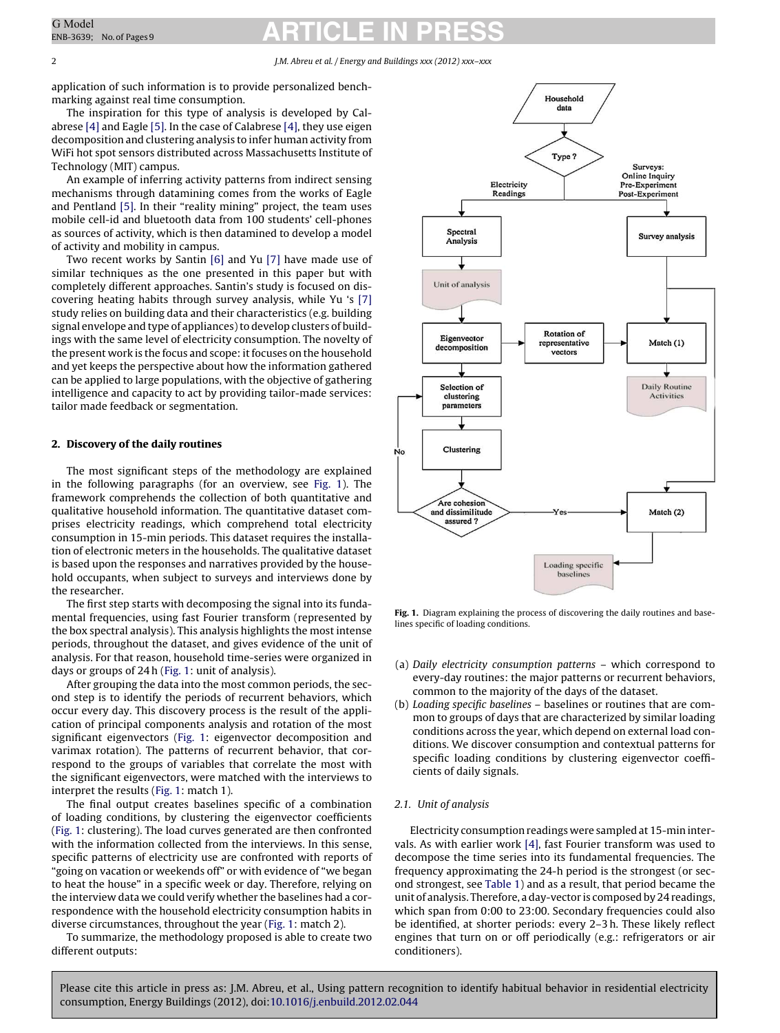application of such information is to provide personalized benchmarking against real time consumption.

The inspiration for this type of analysis is developed by Calabrese [4] and Eagle [5]. In the case of Calabrese [4], they use eigen decomposition and clustering analysis to infer human activity from WiFi hot spot sensors distributed across Massachusetts Institute of Technology (MIT) campus.

An example of inferring activity patterns from indirect sensing mechanisms through datamining comes from the works of Eagle and Pentland [5]. In their "reality mining" project, the team uses mobile cell-id and bluetooth data from 100 students' cell-phones as sources of activity, which is then datamined to develop a model of activity and mobility in campus.

Two recent works by Santin [6] and Yu [7] have made use of similar techniques as the one presented in this paper but with completely different approaches. Santin's study is focused on discovering heating habits through survey analysis, while Yu 's [7] study relies on building data and their characteristics (e.g. building signal envelope and type of appliances) to develop clusters of buildings with the same level of electricity consumption. The novelty of the present work is the focus and scope: it focuses on the household and yet keeps the perspective about how the information gathered can be applied to large populations, with the objective of gathering intelligence and capacity to act by providing tailor-made services: tailor made feedback or segmentation.

## 2. Discovery of the daily routines

The most significant steps of the methodology are explained in the following paragraphs (for an overview, see Fig. 1). The framework comprehends the collection of both quantitative and qualitative household information. The quantitative dataset comprises electricity readings, which comprehend total electricity consumption in 15-min periods. This dataset requires the installation of electronic meters in the households. The qualitative dataset is based upon the responses and narratives provided by the household occupants, when subject to surveys and interviews done by the researcher.

The first step starts with decomposing the signal into its fundamental frequencies, using fast Fourier transform (represented by the box spectral analysis). This analysis highlights the most intense periods, throughout the dataset, and gives evidence of the unit of analysis. For that reason, household time-series were organized in days or groups of 24 h (Fig. 1: unit of analysis).

After grouping the data into the most common periods, the second step is to identify the periods of recurrent behaviors, which occur every day. This discovery process is the result of the application of principal components analysis and rotation of the most significant eigenvectors (Fig. 1: eigenvector decomposition and varimax rotation). The patterns of recurrent behavior, that correspond to the groups of variables that correlate the most with the significant eigenvectors, were matched with the interviews to interpret the results (Fig. 1: match 1).

The final output creates baselines specific of a combination of loading conditions, by clustering the eigenvector coefficients (Fig. 1: clustering). The load curves generated are then confronted with the information collected from the interviews. In this sense, specific patterns of electricity use are confronted with reports of "going on vacation or weekends off" or with evidence of "we began to heat the house" in a specific week or day. Therefore, relying on the interview data we could verify whether the baselines had a correspondence with the household electricity consumption habits in diverse circumstances, throughout the year (Fig. 1: match 2).

To summarize, the methodology proposed is able to create two different outputs:

Household data → Type ? → Electricity Readings / Surveys: Online Inquiry, Pre-Experiment, Post-Experiment → Spectral Analysis → Unit of analysis → Eigenvector decomposition → Rotation of representative vectors → Match (1) → Daily Routine Activities; Survey analysis → Match (1), Match (2); Selection of clustering parameters → Clustering → Are cohesion and dissimilitude assured ? (No / Yes) → Match (2) → Loading specific baselines

**Fig. 1.** Diagram explaining the process of discovering the daily routines and baselines specific of loading conditions.

(a) *Daily electricity consumption patterns* – which correspond to every-day routines: the major patterns or recurrent behaviors, common to the majority of the days of the dataset.
(b) *Loading specific baselines* – baselines or routines that are common to groups of days that are characterized by similar loading conditions across the year, which depend on external load conditions. We discover consumption and contextual patterns for specific loading conditions by clustering eigenvector coefficients of daily signals.

### 2.1. Unit of analysis

Electricity consumption readings were sampled at 15-min intervals. As with earlier work [4], fast Fourier transform was used to decompose the time series into its fundamental frequencies. The frequency approximating the 24-h period is the strongest (or second strongest, see Table 1) and as a result, that period became the unit of analysis. Therefore, a day-vector is composed by 24 readings, which span from 0:00 to 23:00. Secondary frequencies could also be identified, at shorter periods: every 2–3 h. These likely reflect engines that turn on or off periodically (e.g.: refrigerators or air conditioners).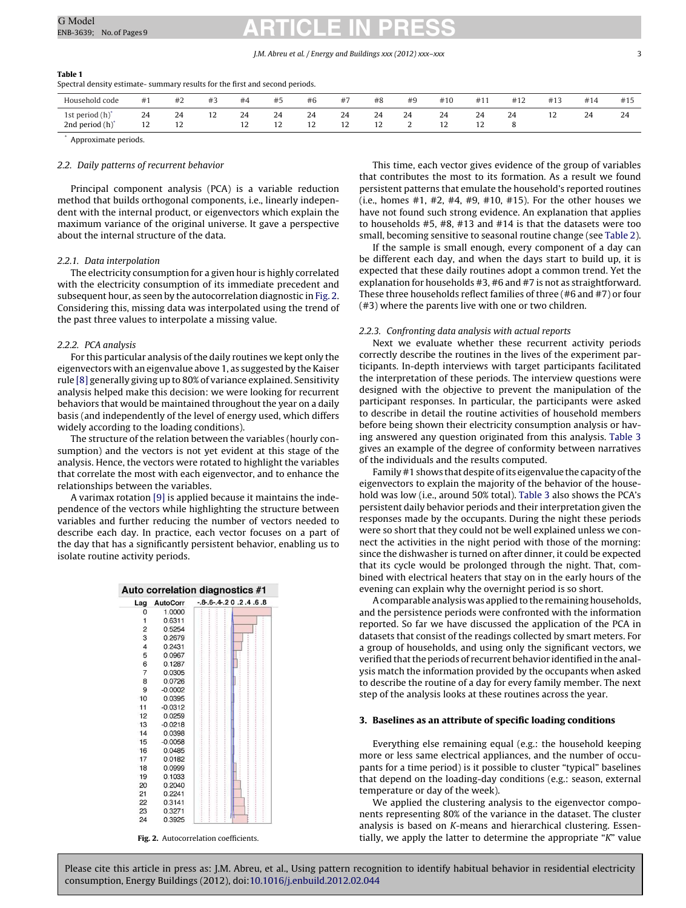**Table 1**
Spectral density estimate- summary results for the first and second periods.

| Household code | #1 | #2 | #3 | #4 | #5 | #6 | #7 | #8 | #9 | #10 | #11 | #12 | #13 | #14 | #15 |
|---|---|---|---|---|---|---|---|---|---|---|---|---|---|---|---|
| 1st period (h)* | 24 | 24 | 12 | 24 | 24 | 24 | 24 | 24 | 24 | 24 | 24 | 24 | 12 | 24 | 24 |
| 2nd period (h)* | 12 | 12 | | 12 | 12 | 12 | 12 | 12 | 2 | 12 | 12 | 8 | | | |

\* Approximate periods.

### 2.2. Daily patterns of recurrent behavior

Principal component analysis (PCA) is a variable reduction method that builds orthogonal components, i.e., linearly independent with the internal product, or eigenvectors which explain the maximum variance of the original universe. It gave a perspective about the internal structure of the data.

#### 2.2.1. Data interpolation

The electricity consumption for a given hour is highly correlated with the electricity consumption of its immediate precedent and subsequent hour, as seen by the autocorrelation diagnostic in Fig. 2. Considering this, missing data was interpolated using the trend of the past three values to interpolate a missing value.

#### 2.2.2. PCA analysis

For this particular analysis of the daily routines we kept only the eigenvectors with an eigenvalue above 1, as suggested by the Kaiser rule [8] generally giving up to 80% of variance explained. Sensitivity analysis helped make this decision: we were looking for recurrent behaviors that would be maintained throughout the year on a daily basis (and independently of the level of energy used, which differs widely according to the loading conditions).

The structure of the relation between the variables (hourly consumption) and the vectors is not yet evident at this stage of the analysis. Hence, the vectors were rotated to highlight the variables that correlate the most with each eigenvector, and to enhance the relationships between the variables.

A varimax rotation [9] is applied because it maintains the independence of the vectors while highlighting the structure between variables and further reducing the number of vectors needed to describe each day. In practice, each vector focuses on a part of the day that has a significantly persistent behavior, enabling us to isolate routine activity periods.

Auto correlation diagnostics #1

Lag AutoCorr -.8-.6-.4-.2 0 .2 .4 .6 .8

0 1.0000
1 0.6311
2 0.5254
3 0.2679
4 0.2431
5 0.0967
6 0.1287
7 0.0305
8 0.0726
9 -0.0002
10 0.0395
11 -0.0312
12 0.0259
13 -0.0218
14 0.0398
15 -0.0058
16 0.0485
17 0.0182
18 0.0999
19 0.1033
20 0.2040
21 0.2241
22 0.3141
23 0.3271
24 0.3925

**Fig. 2.** Autocorrelation coefficients.

This time, each vector gives evidence of the group of variables that contributes the most to its formation. As a result we found persistent patterns that emulate the household's reported routines (i.e., homes #1, #2, #4, #9, #10, #15). For the other houses we have not found such strong evidence. An explanation that applies to households #5, #8, #13 and #14 is that the datasets were too small, becoming sensitive to seasonal routine change (see Table 2).

If the sample is small enough, every component of a day can be different each day, and when the days start to build up, it is expected that these daily routines adopt a common trend. Yet the explanation for households #3, #6 and #7 is not as straightforward. These three households reflect families of three (#6 and #7) or four (#3) where the parents live with one or two children.

#### 2.2.3. Confronting data analysis with actual reports

Next we evaluate whether these recurrent activity periods correctly describe the routines in the lives of the experiment participants. In-depth interviews with target participants facilitated the interpretation of these periods. The interview questions were designed with the objective to prevent the manipulation of the participant responses. In particular, the participants were asked to describe in detail the routine activities of household members before being shown their electricity consumption analysis or having answered any question originated from this analysis. Table 3 gives an example of the degree of conformity between narratives of the individuals and the results computed.

Family #1 shows that despite of its eigenvalue the capacity of the eigenvectors to explain the majority of the behavior of the household was low (i.e., around 50% total). Table 3 also shows the PCA's persistent daily behavior periods and their interpretation given the responses made by the occupants. During the night these periods were so short that they could not be well explained unless we connect the activities in the night period with those of the morning: since the dishwasher is turned on after dinner, it could be expected that its cycle would be prolonged through the night. That, combined with electrical heaters that stay on in the early hours of the evening can explain why the overnight period is so short.

A comparable analysis was applied to the remaining households, and the persistence periods were confronted with the information reported. So far we have discussed the application of the PCA in datasets that consist of the readings collected by smart meters. For a group of households, and using only the significant vectors, we verified that the periods of recurrent behavior identified in the analysis match the information provided by the occupants when asked to describe the routine of a day for every family member. The next step of the analysis looks at these routines across the year.

## 3. Baselines as an attribute of specific loading conditions

Everything else remaining equal (e.g.: the household keeping more or less same electrical appliances, and the number of occupants for a time period) is it possible to cluster "typical" baselines that depend on the loading-day conditions (e.g.: season, external temperature or day of the week).

We applied the clustering analysis to the eigenvector components representing 80% of the variance in the dataset. The cluster analysis is based on *K*-means and hierarchical clustering. Essentially, we apply the latter to determine the appropriate "*K*" value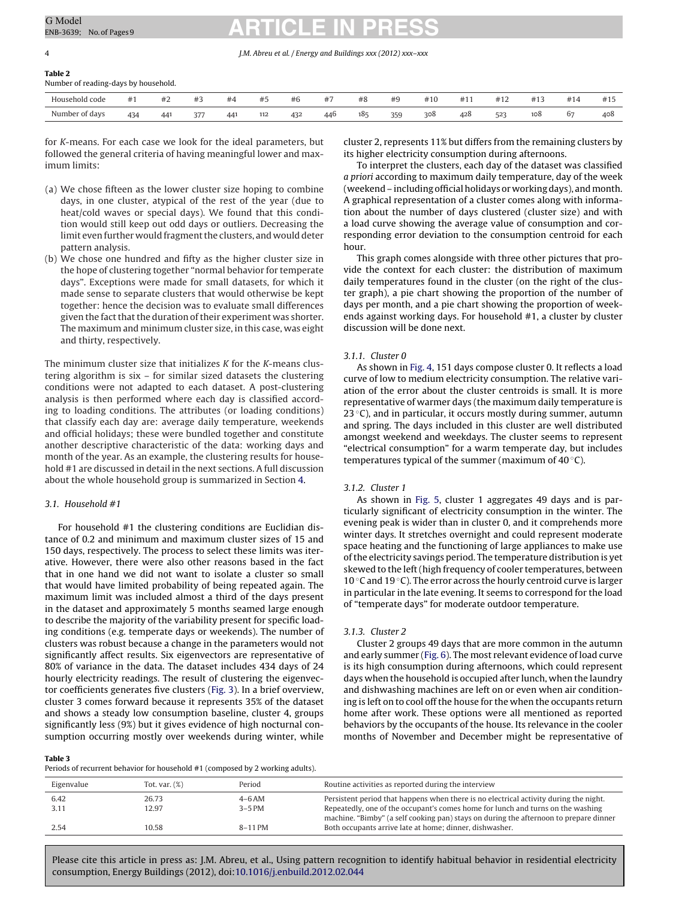**Table 2**
Number of reading-days by household.

| Household code | #1 | #2 | #3 | #4 | #5 | #6 | #7 | #8 | #9 | #10 | #11 | #12 | #13 | #14 | #15 |
|---|---|---|---|---|---|---|---|---|---|---|---|---|---|---|---|
| Number of days | 434 | 441 | 377 | 441 | 112 | 432 | 446 | 185 | 359 | 308 | 428 | 523 | 108 | 67 | 408 |

for *K*-means. For each case we look for the ideal parameters, but followed the general criteria of having meaningful lower and maximum limits:

(a) We chose fifteen as the lower cluster size hoping to combine days, in one cluster, atypical of the rest of the year (due to heat/cold waves or special days). We found that this condition would still keep out odd days or outliers. Decreasing the limit even further would fragment the clusters, and would deter pattern analysis.
(b) We chose one hundred and fifty as the higher cluster size in the hope of clustering together "normal behavior for temperate days". Exceptions were made for small datasets, for which it made sense to separate clusters that would otherwise be kept together: hence the decision was to evaluate small differences given the fact that the duration of their experiment was shorter. The maximum and minimum cluster size, in this case, was eight and thirty, respectively.

The minimum cluster size that initializes *K* for the *K*-means clustering algorithm is six – for similar sized datasets the clustering conditions were not adapted to each dataset. A post-clustering analysis is then performed where each day is classified according to loading conditions. The attributes (or loading conditions) that classify each day are: average daily temperature, weekends and official holidays; these were bundled together and constitute another descriptive characteristic of the data: working days and month of the year. As an example, the clustering results for household #1 are discussed in detail in the next sections. A full discussion about the whole household group is summarized in Section 4.

### 3.1. Household #1

For household #1 the clustering conditions are Euclidian distance of 0.2 and minimum and maximum cluster sizes of 15 and 150 days, respectively. The process to select these limits was iterative. However, there were also other reasons based in the fact that in one hand we did not want to isolate a cluster so small that would have limited probability of being repeated again. The maximum limit was included almost a third of the days present in the dataset and approximately 5 months seamed large enough to describe the majority of the variability present for specific loading conditions (e.g. temperate days or weekends). The number of clusters was robust because a change in the parameters would not significantly affect results. Six eigenvectors are representative of 80% of variance in the data. The dataset includes 434 days of 24 hourly electricity readings. The result of clustering the eigenvector coefficients generates five clusters (Fig. 3). In a brief overview, cluster 3 comes forward because it represents 35% of the dataset and shows a steady low consumption baseline, cluster 4, groups significantly less (9%) but it gives evidence of high nocturnal consumption occurring mostly over weekends during winter, while cluster 2, represents 11% but differs from the remaining clusters by its higher electricity consumption during afternoons.

To interpret the clusters, each day of the dataset was classified *a priori* according to maximum daily temperature, day of the week (weekend – including official holidays or working days), and month. A graphical representation of a cluster comes along with information about the number of days clustered (cluster size) and with a load curve showing the average value of consumption and corresponding error deviation to the consumption centroid for each hour.

This graph comes alongside with three other pictures that provide the context for each cluster: the distribution of maximum daily temperatures found in the cluster (on the right of the cluster graph), a pie chart showing the proportion of the number of days per month, and a pie chart showing the proportion of weekends against working days. For household #1, a cluster by cluster discussion will be done next.

#### 3.1.1. Cluster 0

As shown in Fig. 4, 151 days compose cluster 0. It reflects a load curve of low to medium electricity consumption. The relative variation of the error about the cluster centroids is small. It is more representative of warmer days (the maximum daily temperature is 23 °C), and in particular, it occurs mostly during summer, autumn and spring. The days included in this cluster are well distributed amongst weekend and weekdays. The cluster seems to represent "electrical consumption" for a warm temperate day, but includes temperatures typical of the summer (maximum of 40 °C).

#### 3.1.2. Cluster 1

As shown in Fig. 5, cluster 1 aggregates 49 days and is particularly significant of electricity consumption in the winter. The evening peak is wider than in cluster 0, and it comprehends more winter days. It stretches overnight and could represent moderate space heating and the functioning of large appliances to make use of the electricity savings period. The temperature distribution is yet skewed to the left (high frequency of cooler temperatures, between 10 °C and 19 °C). The error across the hourly centroid curve is larger in particular in the late evening. It seems to correspond for the load of "temperate days" for moderate outdoor temperature.

#### 3.1.3. Cluster 2

Cluster 2 groups 49 days that are more common in the autumn and early summer (Fig. 6). The most relevant evidence of load curve is its high consumption during afternoons, which could represent days when the household is occupied after lunch, when the laundry and dishwashing machines are left on or even when air conditioning is left on to cool off the house for the when the occupants return home after work. These options were all mentioned as reported behaviors by the occupants of the house. Its relevance in the cooler months of November and December might be representative of

**Table 3**
Periods of recurrent behavior for household #1 (composed by 2 working adults).

| Eigenvalue | Tot. var. (%) | Period | Routine activities as reported during the interview |
|---|---|---|---|
| 6.42 | 26.73 | 4–6 AM | Persistent period that happens when there is no electrical activity during the night. |
| 3.11 | 12.97 | 3–5 PM | Repeatedly, one of the occupant's comes home for lunch and turns on the washing machine. "Bimby" (a self cooking pan) stays on during the afternoon to prepare dinner |
| 2.54 | 10.58 | 8–11 PM | Both occupants arrive late at home; dinner, dishwasher. |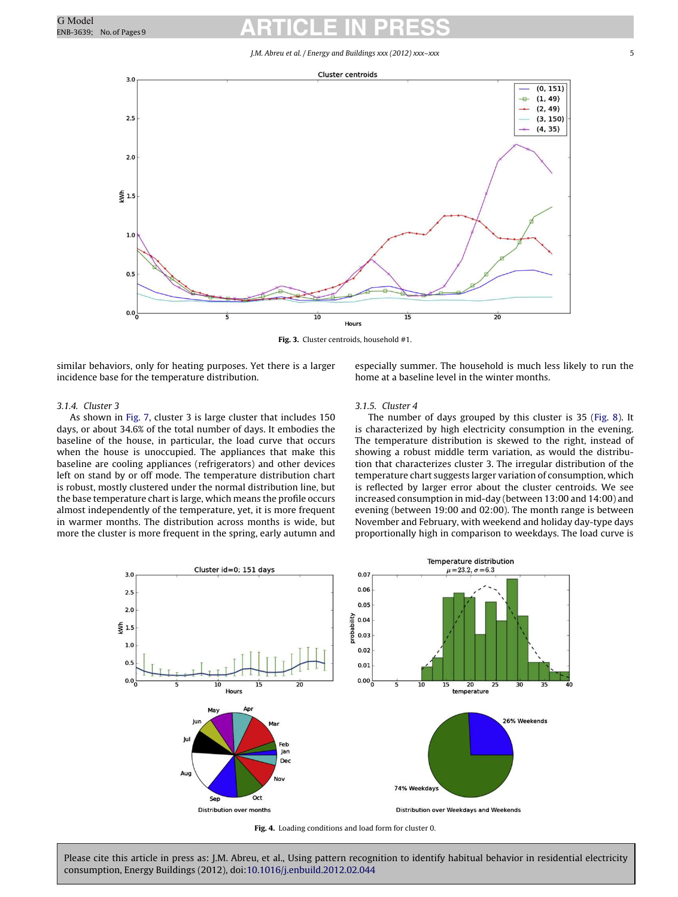Fig. 3. Cluster centroids, household #1.

similar behaviors, only for heating purposes. Yet there is a larger incidence base for the temperature distribution.

#### 3.1.4. Cluster 3

As shown in Fig. 7, cluster 3 is large cluster that includes 150 days, or about 34.6% of the total number of days. It embodies the baseline of the house, in particular, the load curve that occurs when the house is unoccupied. The appliances that make this baseline are cooling appliances (refrigerators) and other devices left on stand by or off mode. The temperature distribution chart is robust, mostly clustered under the normal distribution line, but the base temperature chart is large, which means the profile occurs almost independently of the temperature, yet, it is more frequent in warmer months. The distribution across months is wide, but more the cluster is more frequent in the spring, early autumn and especially summer. The household is much less likely to run the home at a baseline level in the winter months.

#### 3.1.5. Cluster 4

The number of days grouped by this cluster is 35 (Fig. 8). It is characterized by high electricity consumption in the evening. The temperature distribution is skewed to the right, instead of showing a robust middle term variation, as would the distribution that characterizes cluster 3. The irregular distribution of the temperature chart suggests larger variation of consumption, which is reflected by larger error about the cluster centroids. We see increased consumption in mid-day (between 13:00 and 14:00) and evening (between 19:00 and 02:00). The month range is between November and February, with weekend and holiday day-type days proportionally high in comparison to weekdays. The load curve is

Fig. 4. Loading conditions and load form for cluster 0.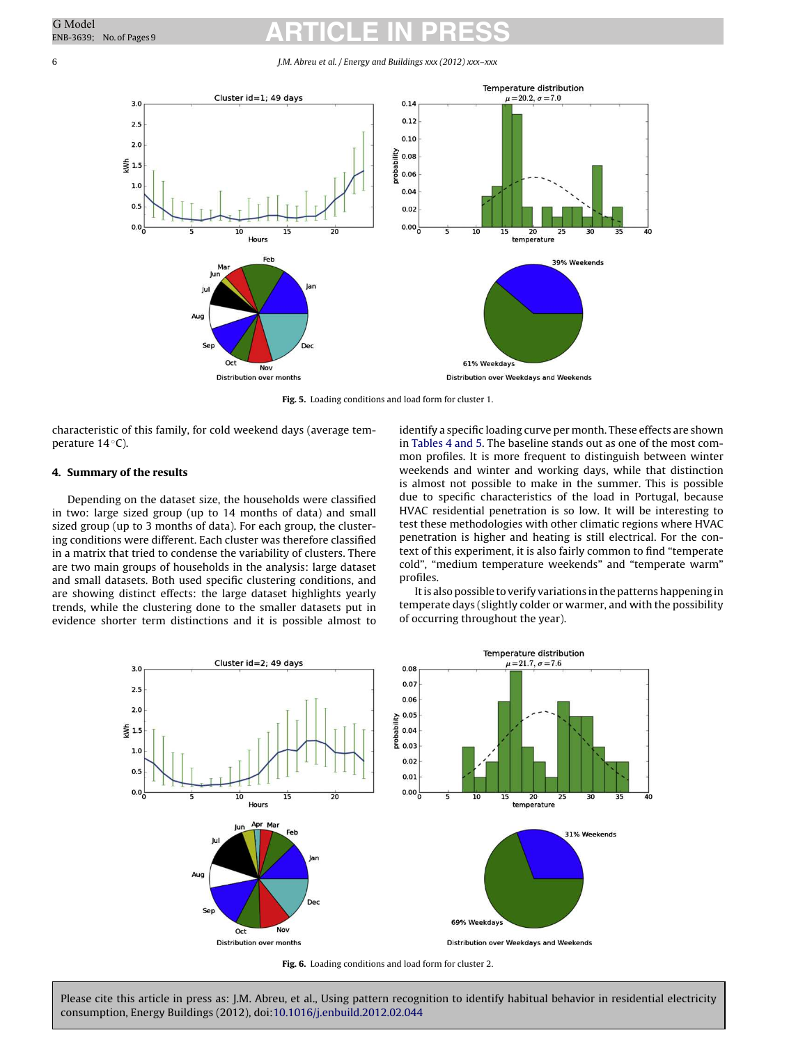Fig. 5. Loading conditions and load form for cluster 1.

characteristic of this family, for cold weekend days (average temperature 14 °C).

## 4. Summary of the results

Depending on the dataset size, the households were classified in two: large sized group (up to 14 months of data) and small sized group (up to 3 months of data). For each group, the clustering conditions were different. Each cluster was therefore classified in a matrix that tried to condense the variability of clusters. There are two main groups of households in the analysis: large dataset and small datasets. Both used specific clustering conditions, and are showing distinct effects: the large dataset highlights yearly trends, while the clustering done to the smaller datasets put in evidence shorter term distinctions and it is possible almost to identify a specific loading curve per month. These effects are shown in Tables 4 and 5. The baseline stands out as one of the most common profiles. It is more frequent to distinguish between winter weekends and winter and working days, while that distinction is almost not possible to make in the summer. This is possible due to specific characteristics of the load in Portugal, because HVAC residential penetration is so low. It will be interesting to test these methodologies with other climatic regions where HVAC penetration is higher and heating is still electrical. For the context of this experiment, it is also fairly common to find "temperate cold", "medium temperature weekends" and "temperate warm" profiles.

It is also possible to verify variations in the patterns happening in temperate days (slightly colder or warmer, and with the possibility of occurring throughout the year).

Fig. 6. Loading conditions and load form for cluster 2.

Please cite this article in press as: J.M. Abreu, et al., Using pattern recognition to identify habitual behavior in residential electricity consumption, Energy Buildings (2012), doi:10.1016/j.enbuild.2012.02.044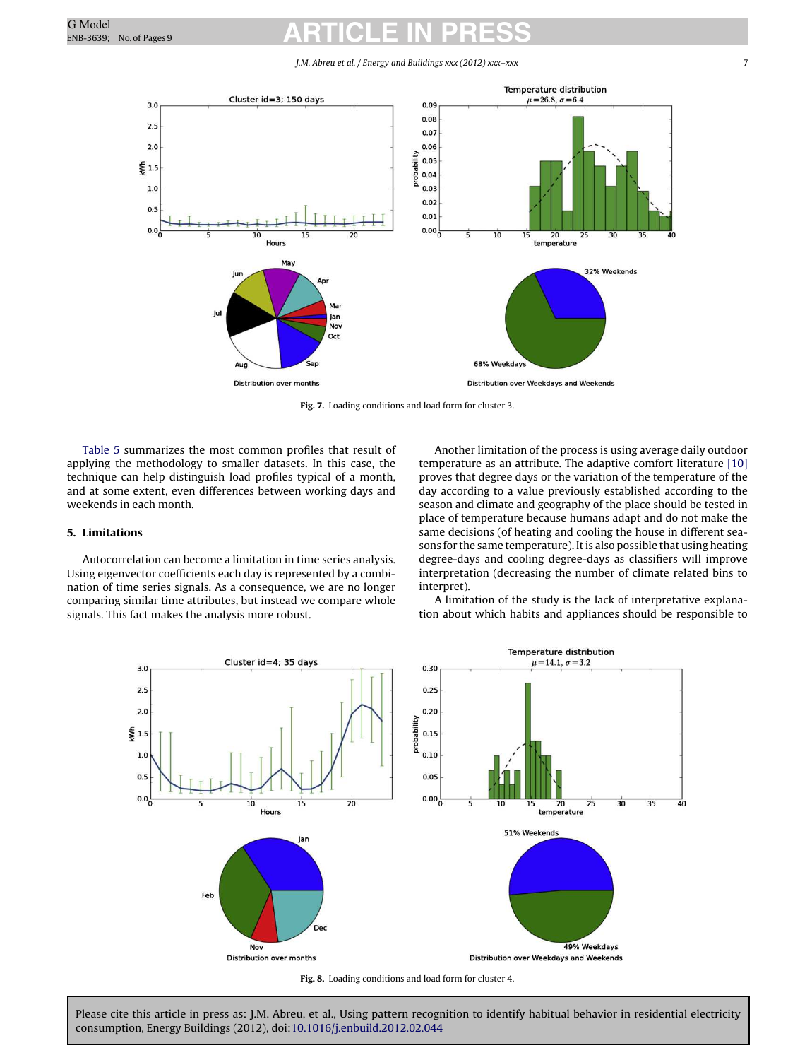Fig. 7. Loading conditions and load form for cluster 3.

Table 5 summarizes the most common profiles that result of applying the methodology to smaller datasets. In this case, the technique can help distinguish load profiles typical of a month, and at some extent, even differences between working days and weekends in each month.

## 5. Limitations

Autocorrelation can become a limitation in time series analysis. Using eigenvector coefficients each day is represented by a combination of time series signals. As a consequence, we are no longer comparing similar time attributes, but instead we compare whole signals. This fact makes the analysis more robust.

Another limitation of the process is using average daily outdoor temperature as an attribute. The adaptive comfort literature [10] proves that degree days or the variation of the temperature of the day according to a value previously established according to the season and climate and geography of the place should be tested in place of temperature because humans adapt and do not make the same decisions (of heating and cooling the house in different seasons for the same temperature). It is also possible that using heating degree-days and cooling degree-days as classifiers will improve interpretation (decreasing the number of climate related bins to interpret).

A limitation of the study is the lack of interpretative explanation about which habits and appliances should be responsible to

Fig. 8. Loading conditions and load form for cluster 4.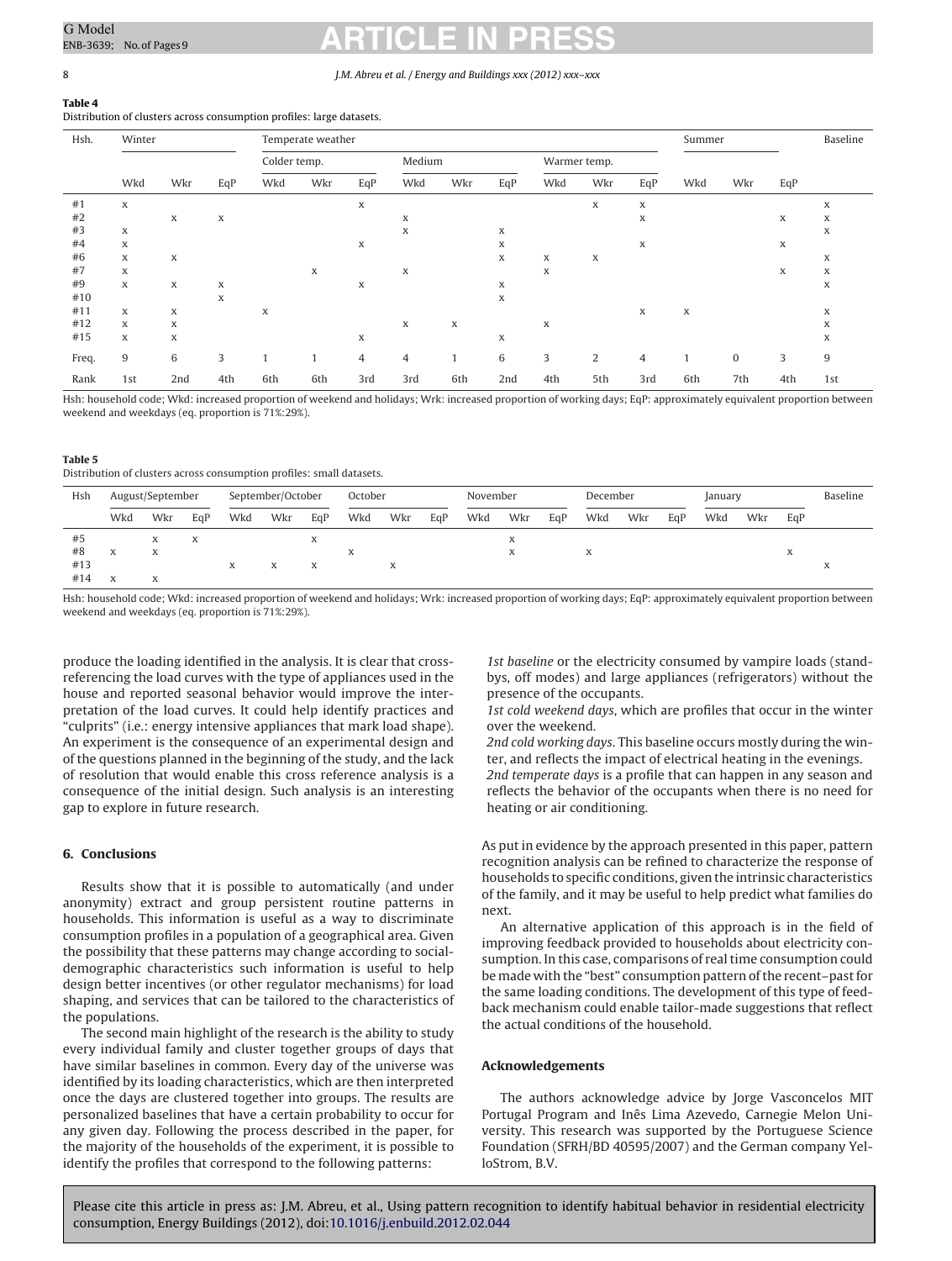**Table 4**
Distribution of clusters across consumption profiles: large datasets.

| Hsh. | Winter | | | Temperate weather | | | | | | | | | Summer | | | Baseline |
|---|---|---|---|---|---|---|---|---|---|---|---|---|---|---|---|---|
| | | | | Colder temp. | | | Medium | | | Warmer temp. | | | | | | |
| | Wkd | Wkr | EqP | Wkd | Wkr | EqP | Wkd | Wkr | EqP | Wkd | Wkr | EqP | Wkd | Wkr | EqP | |
| #1 | x | | | | | x | | | | | x | x | | | | x |
| #2 | | x | x | | | | x | | | | | x | | | x | x |
| #3 | x | | | | | | x | | x | | | | | | | x |
| #4 | x | | | | | x | | | x | | | x | | | x | |
| #6 | x | x | | | | | | | x | x | x | | | | | x |
| #7 | x | | | | x | | x | | | x | | | | | x | x |
| #9 | x | x | x | | | x | | | x | | | | | | | x |
| #10 | | | x | | | | | | x | | | | | | | |
| #11 | x | x | | x | | | | | | | | x | x | | | x |
| #12 | x | x | | | | | x | x | | x | | | | | | x |
| #15 | x | x | | | | x | | | x | | | | | | | x |
| Freq. | 9 | 6 | 3 | 1 | 1 | 4 | 4 | 1 | 6 | 3 | 2 | 4 | 1 | 0 | 3 | 9 |
| Rank | 1st | 2nd | 4th | 6th | 6th | 3rd | 3rd | 6th | 2nd | 4th | 5th | 3rd | 6th | 7th | 4th | 1st |

Hsh: household code; Wkd: increased proportion of weekend and holidays; Wrk: increased proportion of working days; EqP: approximately equivalent proportion between weekend and weekdays (eq. proportion is 71%:29%).

**Table 5**
Distribution of clusters across consumption profiles: small datasets.

| Hsh | August/September | | | September/October | | | October | | | November | | | December | | | January | | | Baseline |
|---|---|---|---|---|---|---|---|---|---|---|---|---|---|---|---|---|---|---|---|
| | Wkd | Wkr | EqP | Wkd | Wkr | EqP | Wkd | Wkr | EqP | Wkd | Wkr | EqP | Wkd | Wkr | EqP | Wkd | Wkr | EqP | |
| #5 | | x | x | | | x | | | | | x | | | | | | | | |
| #8 | x | x | | | | | x | | | | x | | x | | | | | x | |
| #13 | | | | x | x | x | | x | | | | | | | | | | | x |
| #14 | x | x | | | | | | | | | | | | | | | | | |

Hsh: household code; Wkd: increased proportion of weekend and holidays; Wrk: increased proportion of working days; EqP: approximately equivalent proportion between weekend and weekdays (eq. proportion is 71%:29%).

produce the loading identified in the analysis. It is clear that cross-referencing the load curves with the type of appliances used in the house and reported seasonal behavior would improve the interpretation of the load curves. It could help identify practices and "culprits" (i.e.: energy intensive appliances that mark load shape). An experiment is the consequence of an experimental design and of the questions planned in the beginning of the study, and the lack of resolution that would enable this cross reference analysis is a consequence of the initial design. Such analysis is an interesting gap to explore in future research.

## 6. Conclusions

Results show that it is possible to automatically (and under anonymity) extract and group persistent routine patterns in households. This information is useful as a way to discriminate consumption profiles in a population of a geographical area. Given the possibility that these patterns may change according to social-demographic characteristics such information is useful to help design better incentives (or other regulator mechanisms) for load shaping, and services that can be tailored to the characteristics of the populations.

The second main highlight of the research is the ability to study every individual family and cluster together groups of days that have similar baselines in common. Every day of the universe was identified by its loading characteristics, which are then interpreted once the days are clustered together into groups. The results are personalized baselines that have a certain probability to occur for any given day. Following the process described in the paper, for the majority of the households of the experiment, it is possible to identify the profiles that correspond to the following patterns:

*1st baseline* or the electricity consumed by vampire loads (stand-bys, off modes) and large appliances (refrigerators) without the presence of the occupants.
*1st cold weekend days*, which are profiles that occur in the winter over the weekend.
*2nd cold working days*. This baseline occurs mostly during the winter, and reflects the impact of electrical heating in the evenings.
*2nd temperate days* is a profile that can happen in any season and reflects the behavior of the occupants when there is no need for heating or air conditioning.

As put in evidence by the approach presented in this paper, pattern recognition analysis can be refined to characterize the response of households to specific conditions, given the intrinsic characteristics of the family, and it may be useful to help predict what families do next.

An alternative application of this approach is in the field of improving feedback provided to households about electricity consumption. In this case, comparisons of real time consumption could be made with the "best" consumption pattern of the recent–past for the same loading conditions. The development of this type of feedback mechanism could enable tailor-made suggestions that reflect the actual conditions of the household.

## Acknowledgements

The authors acknowledge advice by Jorge Vasconcelos MIT Portugal Program and Inês Lima Azevedo, Carnegie Melon University. This research was supported by the Portuguese Science Foundation (SFRH/BD 40595/2007) and the German company YelloStrom, B.V.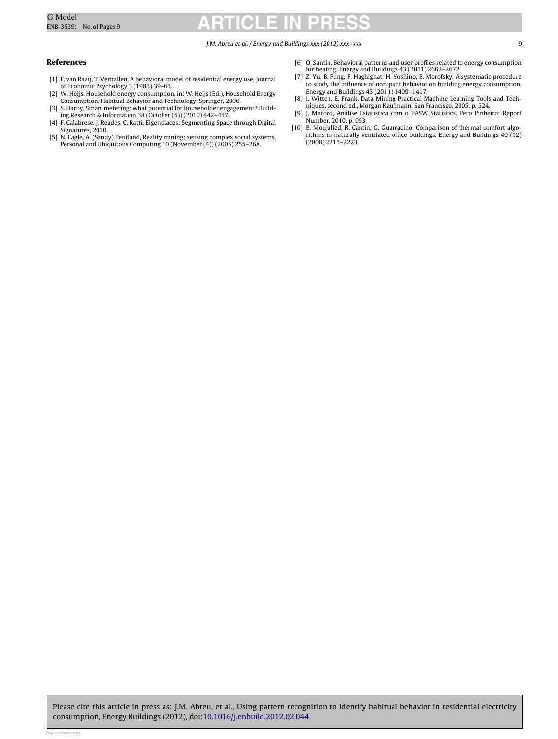## References

[1] F. van Raaij, T. Verhallen, A behavioral model of residential energy use, Journal of Economic Psychology 3 (1983) 39–63.

[2] W. Heijs, Household energy consumption, in: W. Heijs (Ed.), Household Energy Consumption. Habitual Behavior and Technology, Springer, 2006.

[3] S. Darby, Smart metering: what potential for householder engagement? Building Research & Information 38 (October (5)) (2010) 442–457.

[4] F. Calabrese, J. Reades, C. Ratti, Eigenplaces: Segmenting Space through Digital Signatures, 2010.

[5] N. Eagle, A. (Sandy) Pentland, Reality mining: sensing complex social systems, Personal and Ubiquitous Computing 10 (November (4)) (2005) 255–268.

[6] O. Santin, Behavioral patterns and user profiles related to energy consumption for heating, Energy and Buildings 43 (2011) 2662–2672.

[7] Z. Yu, B. Fung, F. Haghighat, H. Yoshino, E. Morofsky, A systematic procedure to study the influence of occupant behavior on building energy consumption, Energy and Buildings 43 (2011) 1409–1417.

[8] I. Witten, E. Frank, Data Mining Practical Machine Learning Tools and Techniques, second ed., Morgan Kaufmann, San Francisco, 2005, p. 524.

[9] J. Maroco, Análise Estatística com o PASW Statistics. Pero Pinheiro: Report Number, 2010, p. 953.

[10] B. Moujalled, R. Cantin, G. Guarracino, Comparison of thermal comfort algorithms in naturally ventilated office buildings, Energy and Buildings 40 (12) (2008) 2215–2223.